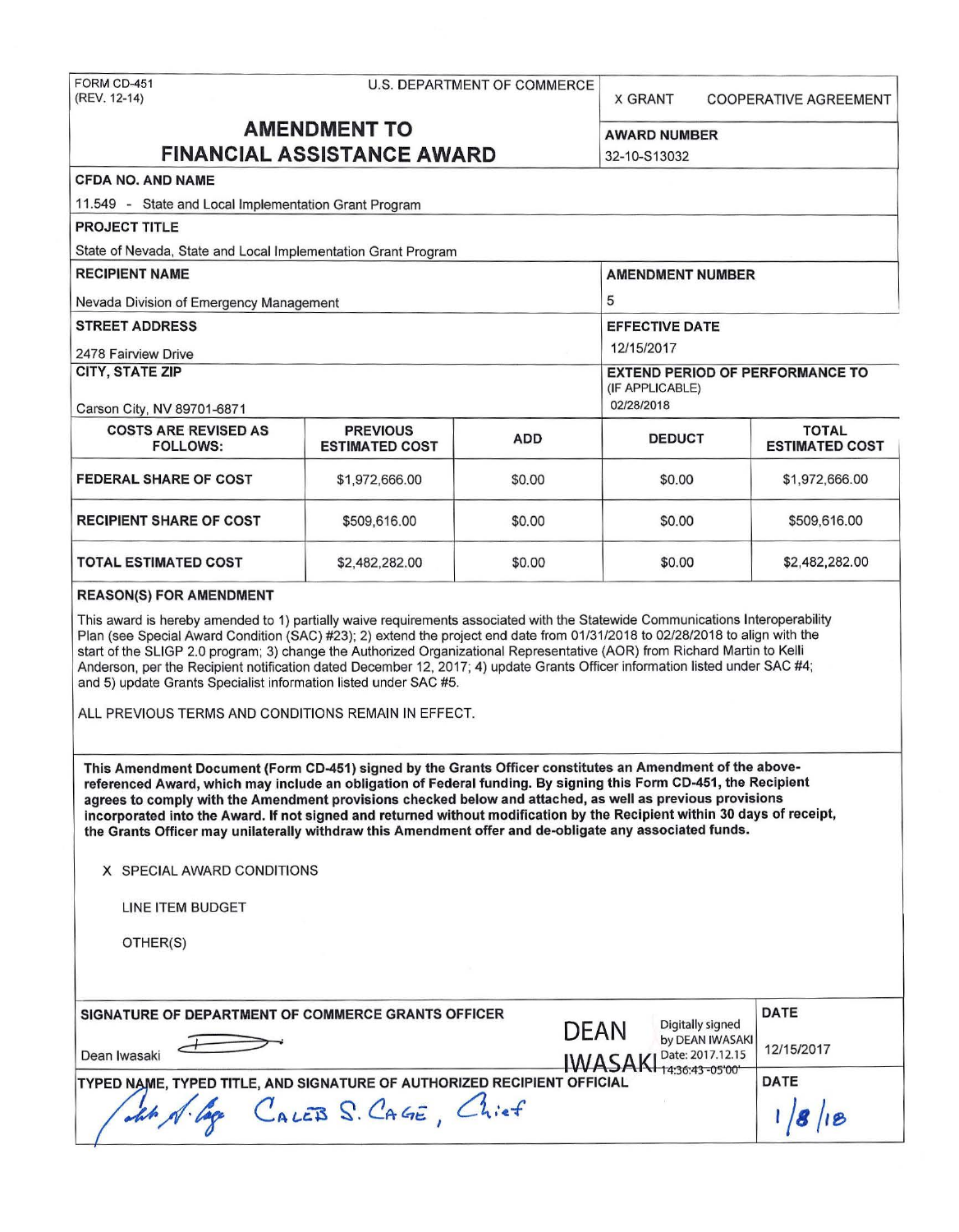FORM CD-451
(REV. 12-14)

U.S. DEPARTMENT OF COMMERCE

X GRANT    COOPERATIVE AGREEMENT

# AMENDMENT TO FINANCIAL ASSISTANCE AWARD

**AWARD NUMBER**
32-10-S13032

**CFDA NO. AND NAME**
11.549 - State and Local Implementation Grant Program

**PROJECT TITLE**
State of Nevada, State and Local Implementation Grant Program

**RECIPIENT NAME**
Nevada Division of Emergency Management

**AMENDMENT NUMBER**
5

**STREET ADDRESS**
2478 Fairview Drive

**EFFECTIVE DATE**
12/15/2017

**CITY, STATE ZIP**
Carson City, NV 89701-6871

**EXTEND PERIOD OF PERFORMANCE TO** (IF APPLICABLE)
02/28/2018

| COSTS ARE REVISED AS FOLLOWS: | PREVIOUS ESTIMATED COST | ADD | DEDUCT | TOTAL ESTIMATED COST |
|---|---|---|---|---|
| FEDERAL SHARE OF COST | $1,972,666.00 | $0.00 | $0.00 | $1,972,666.00 |
| RECIPIENT SHARE OF COST | $509,616.00 | $0.00 | $0.00 | $509,616.00 |
| TOTAL ESTIMATED COST | $2,482,282.00 | $0.00 | $0.00 | $2,482,282.00 |

**REASON(S) FOR AMENDMENT**

This award is hereby amended to 1) partially waive requirements associated with the Statewide Communications Interoperability Plan (see Special Award Condition (SAC) #23); 2) extend the project end date from 01/31/2018 to 02/28/2018 to align with the start of the SLIGP 2.0 program; 3) change the Authorized Organizational Representative (AOR) from Richard Martin to Kelli Anderson, per the Recipient notification dated December 12, 2017; 4) update Grants Officer information listed under SAC #4; and 5) update Grants Specialist information listed under SAC #5.

ALL PREVIOUS TERMS AND CONDITIONS REMAIN IN EFFECT.

**This Amendment Document (Form CD-451) signed by the Grants Officer constitutes an Amendment of the above-referenced Award, which may include an obligation of Federal funding. By signing this Form CD-451, the Recipient agrees to comply with the Amendment provisions checked below and attached, as well as previous provisions incorporated into the Award. If not signed and returned without modification by the Recipient within 30 days of receipt, the Grants Officer may unilaterally withdraw this Amendment offer and de-obligate any associated funds.**

X SPECIAL AWARD CONDITIONS

LINE ITEM BUDGET

OTHER(S)

**SIGNATURE OF DEPARTMENT OF COMMERCE GRANTS OFFICER**
Dean Iwasaki
DEAN IWASAKI Digitally signed by DEAN IWASAKI Date: 2017.12.15 14:36:43 -05'00'

**DATE**
12/15/2017

**TYPED NAME, TYPED TITLE, AND SIGNATURE OF AUTHORIZED RECIPIENT OFFICIAL**
CALEB S. CAGE, Chief

**DATE**
1/8/18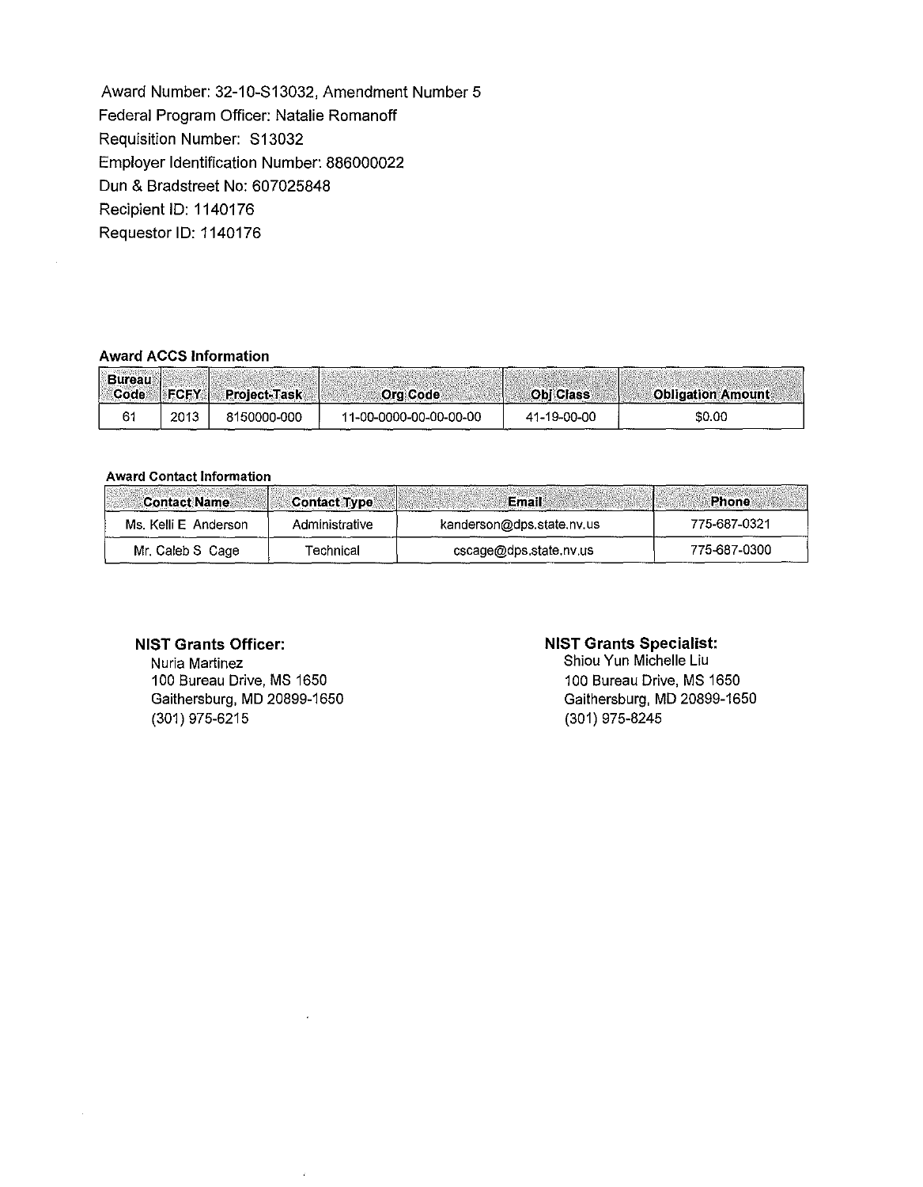Award Number: 32-10-S13032, Amendment Number 5
Federal Program Officer: Natalie Romanoff
Requisition Number: S13032
Employer Identification Number: 886000022
Dun & Bradstreet No: 607025848
Recipient ID: 1140176
Requestor ID: 1140176

**Award ACCS Information**

| Bureau Code | FCFY | Project-Task | Org Code | Obj Class | Obligation Amount |
|---|---|---|---|---|---|
| 61 | 2013 | 8150000-000 | 11-00-0000-00-00-00-00 | 41-19-00-00 | $0.00 |

**Award Contact Information**

| Contact Name | Contact Type | Email | Phone |
|---|---|---|---|
| Ms. Kelli E Anderson | Administrative | kanderson@dps.state.nv.us | 775-687-0321 |
| Mr. Caleb S Cage | Technical | cscage@dps.state.nv.us | 775-687-0300 |

**NIST Grants Officer:**
Nuria Martinez
100 Bureau Drive, MS 1650
Gaithersburg, MD 20899-1650
(301) 975-6215

**NIST Grants Specialist:**
Shiou Yun Michelle Liu
100 Bureau Drive, MS 1650
Gaithersburg, MD 20899-1650
(301) 975-8245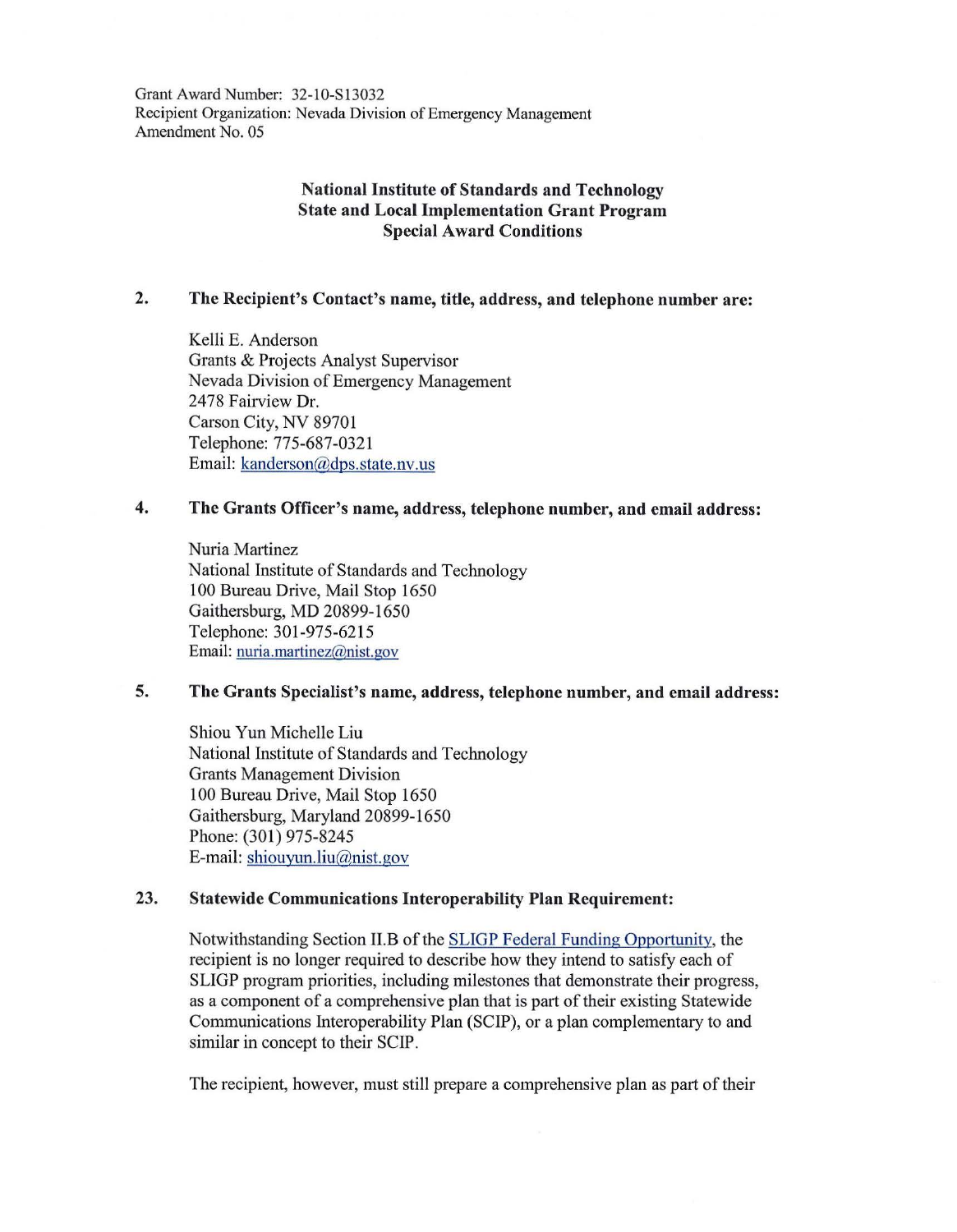Grant Award Number: 32-10-S13032
Recipient Organization: Nevada Division of Emergency Management
Amendment No. 05

**National Institute of Standards and Technology**
**State and Local Implementation Grant Program**
**Special Award Conditions**

**2. The Recipient's Contact's name, title, address, and telephone number are:**

Kelli E. Anderson
Grants & Projects Analyst Supervisor
Nevada Division of Emergency Management
2478 Fairview Dr.
Carson City, NV 89701
Telephone: 775-687-0321
Email: kanderson@dps.state.nv.us

**4. The Grants Officer's name, address, telephone number, and email address:**

Nuria Martinez
National Institute of Standards and Technology
100 Bureau Drive, Mail Stop 1650
Gaithersburg, MD 20899-1650
Telephone: 301-975-6215
Email: nuria.martinez@nist.gov

**5. The Grants Specialist's name, address, telephone number, and email address:**

Shiou Yun Michelle Liu
National Institute of Standards and Technology
Grants Management Division
100 Bureau Drive, Mail Stop 1650
Gaithersburg, Maryland 20899-1650
Phone: (301) 975-8245
E-mail: shiouyun.liu@nist.gov

**23. Statewide Communications Interoperability Plan Requirement:**

Notwithstanding Section II.B of the SLIGP Federal Funding Opportunity, the recipient is no longer required to describe how they intend to satisfy each of SLIGP program priorities, including milestones that demonstrate their progress, as a component of a comprehensive plan that is part of their existing Statewide Communications Interoperability Plan (SCIP), or a plan complementary to and similar in concept to their SCIP.

The recipient, however, must still prepare a comprehensive plan as part of their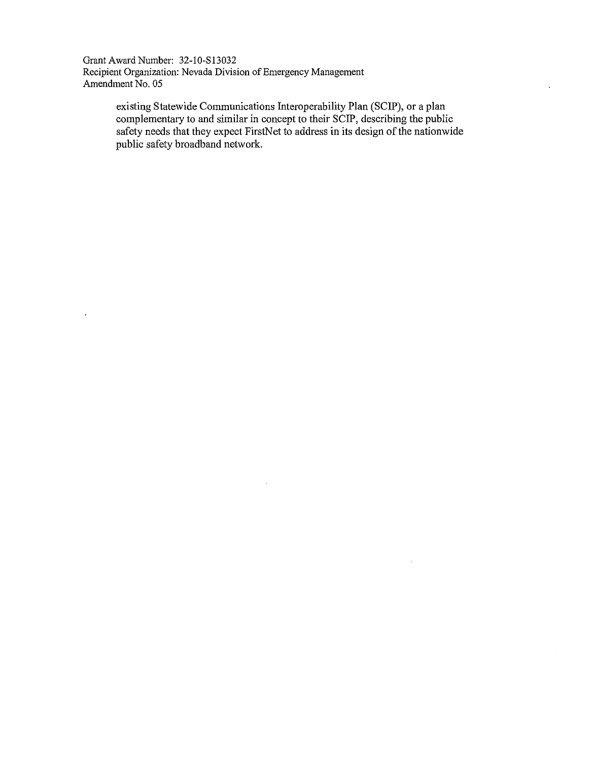existing Statewide Communications Interoperability Plan (SCIP), or a plan complementary to and similar in concept to their SCIP, describing the public safety needs that they expect FirstNet to address in its design of the nationwide public safety broadband network.